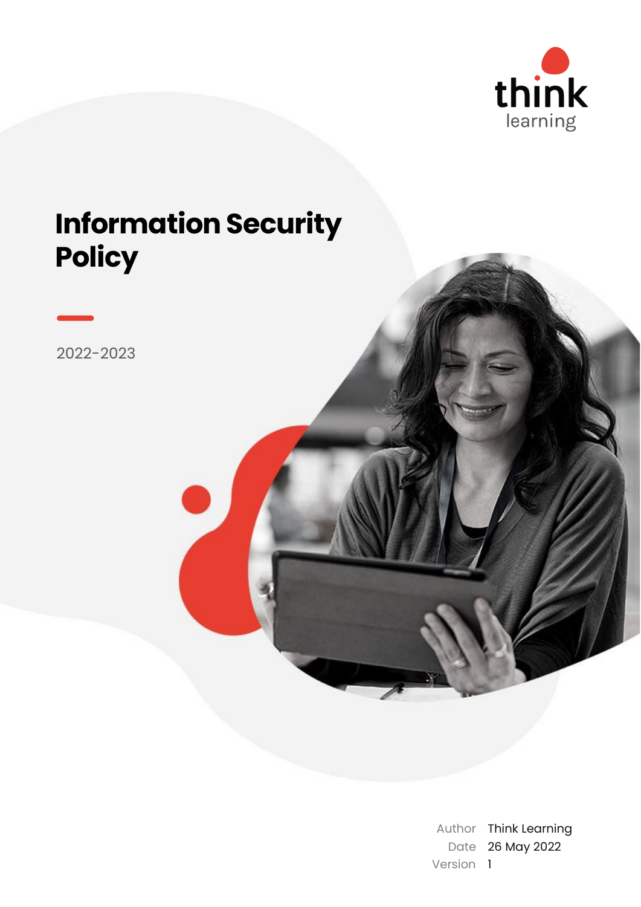think learning

# Information Security Policy

2022-2023

| | |
|---|---|
| Author | Think Learning |
| Date | 26 May 2022 |
| Version | 1 |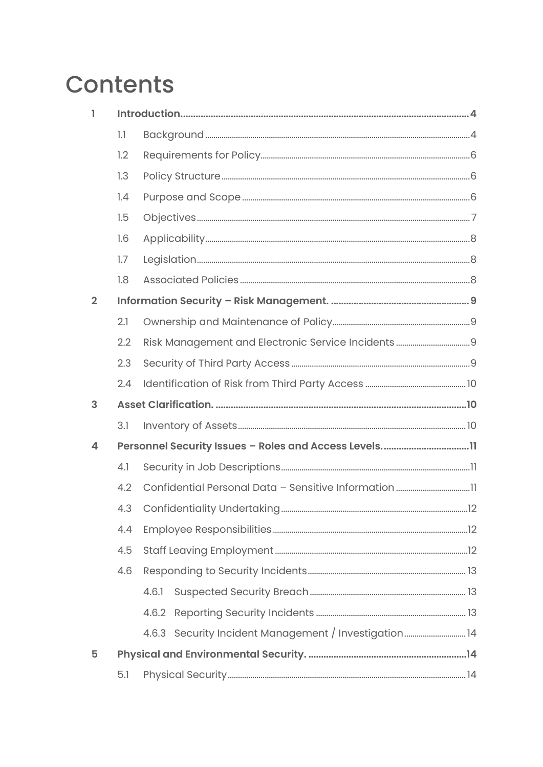# Contents

| | | | |
|---|---|---|---|
| **1** | **Introduction** | | **4** |
| | 1.1 | Background | 4 |
| | 1.2 | Requirements for Policy | 6 |
| | 1.3 | Policy Structure | 6 |
| | 1.4 | Purpose and Scope | 6 |
| | 1.5 | Objectives | 7 |
| | 1.6 | Applicability | 8 |
| | 1.7 | Legislation | 8 |
| | 1.8 | Associated Policies | 8 |
| **2** | **Information Security – Risk Management.** | | **9** |
| | 2.1 | Ownership and Maintenance of Policy | 9 |
| | 2.2 | Risk Management and Electronic Service Incidents | 9 |
| | 2.3 | Security of Third Party Access | 9 |
| | 2.4 | Identification of Risk from Third Party Access | 10 |
| **3** | **Asset Clarification.** | | **10** |
| | 3.1 | Inventory of Assets | 10 |
| **4** | **Personnel Security Issues – Roles and Access Levels.** | | **11** |
| | 4.1 | Security in Job Descriptions | 11 |
| | 4.2 | Confidential Personal Data – Sensitive Information | 11 |
| | 4.3 | Confidentiality Undertaking | 12 |
| | 4.4 | Employee Responsibilities | 12 |
| | 4.5 | Staff Leaving Employment | 12 |
| | 4.6 | Responding to Security Incidents | 13 |
| | | 4.6.1 Suspected Security Breach | 13 |
| | | 4.6.2 Reporting Security Incidents | 13 |
| | | 4.6.3 Security Incident Management / Investigation | 14 |
| **5** | **Physical and Environmental Security.** | | **14** |
| | 5.1 | Physical Security | 14 |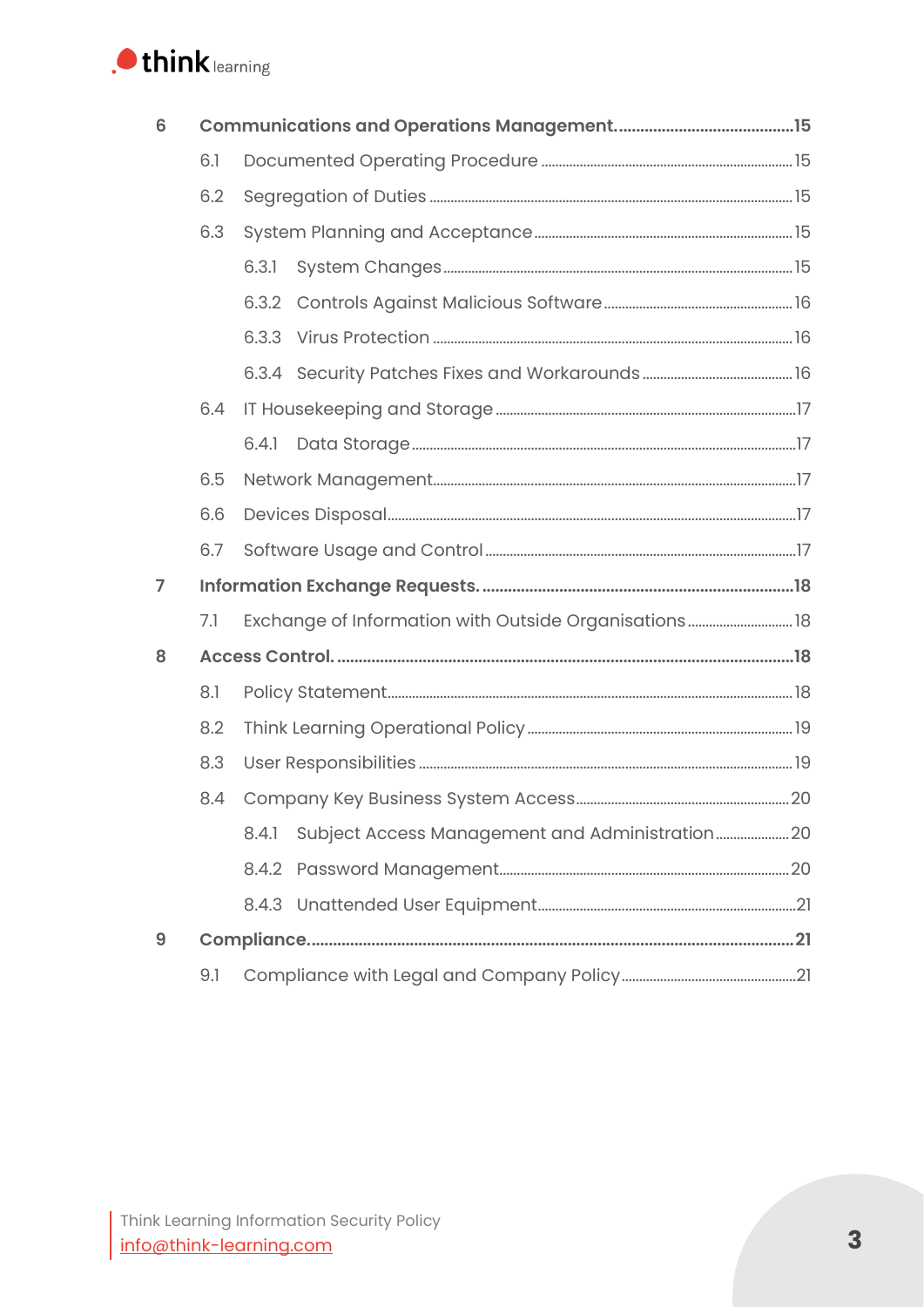| | | |
|---|---|---|
| **6** | **Communications and Operations Management.** | **15** |
| 6.1 | Documented Operating Procedure | 15 |
| 6.2 | Segregation of Duties | 15 |
| 6.3 | System Planning and Acceptance | 15 |
| 6.3.1 | System Changes | 15 |
| 6.3.2 | Controls Against Malicious Software | 16 |
| 6.3.3 | Virus Protection | 16 |
| 6.3.4 | Security Patches Fixes and Workarounds | 16 |
| 6.4 | IT Housekeeping and Storage | 17 |
| 6.4.1 | Data Storage | 17 |
| 6.5 | Network Management | 17 |
| 6.6 | Devices Disposal | 17 |
| 6.7 | Software Usage and Control | 17 |
| **7** | **Information Exchange Requests.** | **18** |
| 7.1 | Exchange of Information with Outside Organisations | 18 |
| **8** | **Access Control.** | **18** |
| 8.1 | Policy Statement | 18 |
| 8.2 | Think Learning Operational Policy | 19 |
| 8.3 | User Responsibilities | 19 |
| 8.4 | Company Key Business System Access | 20 |
| 8.4.1 | Subject Access Management and Administration | 20 |
| 8.4.2 | Password Management | 20 |
| 8.4.3 | Unattended User Equipment | 21 |
| **9** | **Compliance.** | **21** |
| 9.1 | Compliance with Legal and Company Policy | 21 |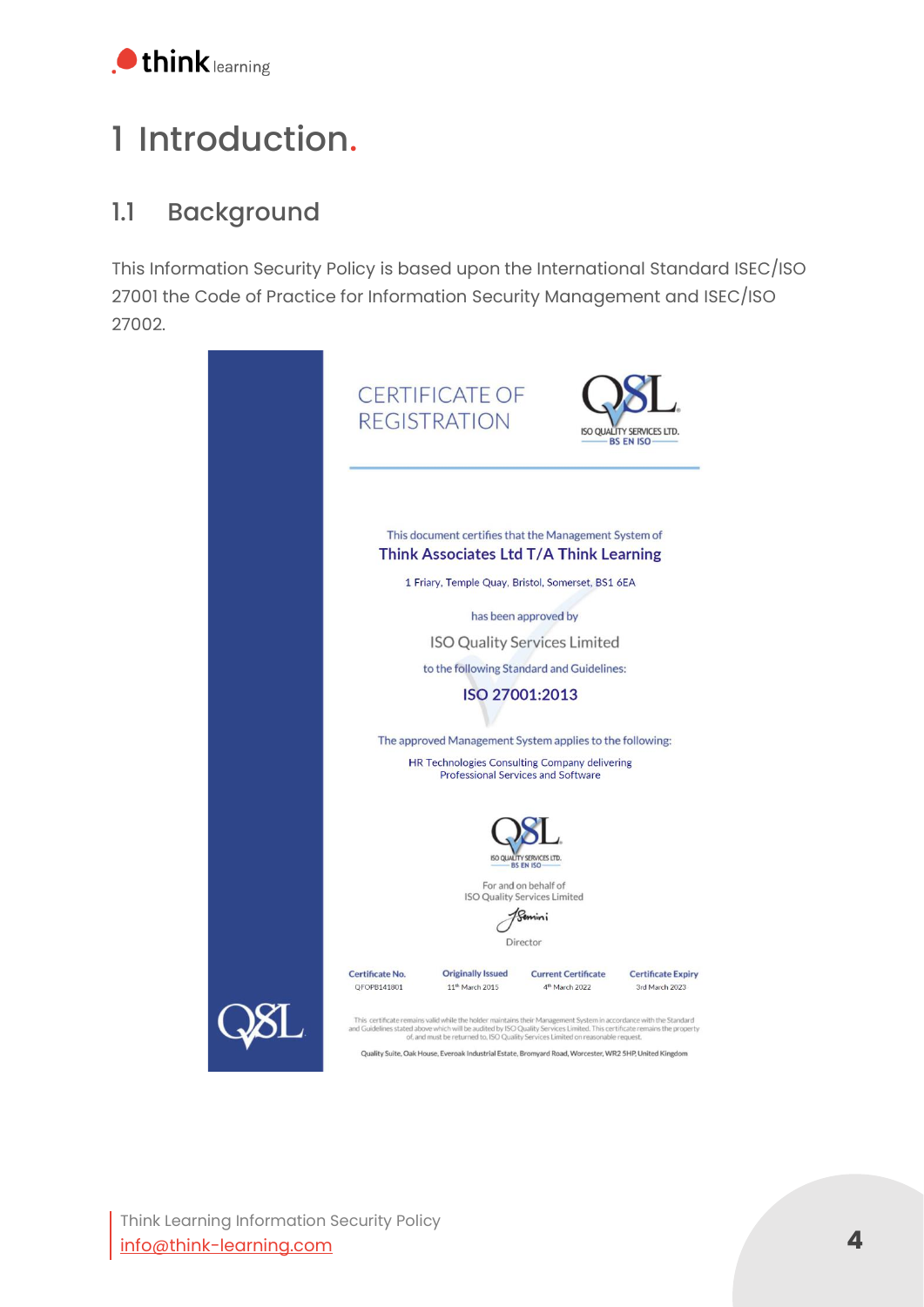# 1 Introduction.

## 1.1 Background

This Information Security Policy is based upon the International Standard ISEC/ISO 27001 the Code of Practice for Information Security Management and ISEC/ISO 27002.

CERTIFICATE OF REGISTRATION

QSL ISO QUALITY SERVICES LTD. BS EN ISO

This document certifies that the Management System of

**Think Associates Ltd T/A Think Learning**

1 Friary, Temple Quay, Bristol, Somerset, BS1 6EA

has been approved by

ISO Quality Services Limited

to the following Standard and Guidelines:

**ISO 27001:2013**

The approved Management System applies to the following:

HR Technologies Consulting Company delivering Professional Services and Software

QSL ISO QUALITY SERVICES LTD. BS EN ISO

For and on behalf of ISO Quality Services Limited

Director

| Certificate No. | Originally Issued | Current Certificate | Certificate Expiry |
|---|---|---|---|
| QFOPB141801 | 11th March 2015 | 4th March 2022 | 3rd March 2023 |

This certificate remains valid while the holder maintains their Management System in accordance with the Standard and Guidelines stated above which will be audited by ISO Quality Services Limited. This certificate remains the property of, and must be returned to, ISO Quality Services Limited on reasonable request.

Quality Suite, Oak House, Everoak Industrial Estate, Bromyard Road, Worcester, WR2 5HP, United Kingdom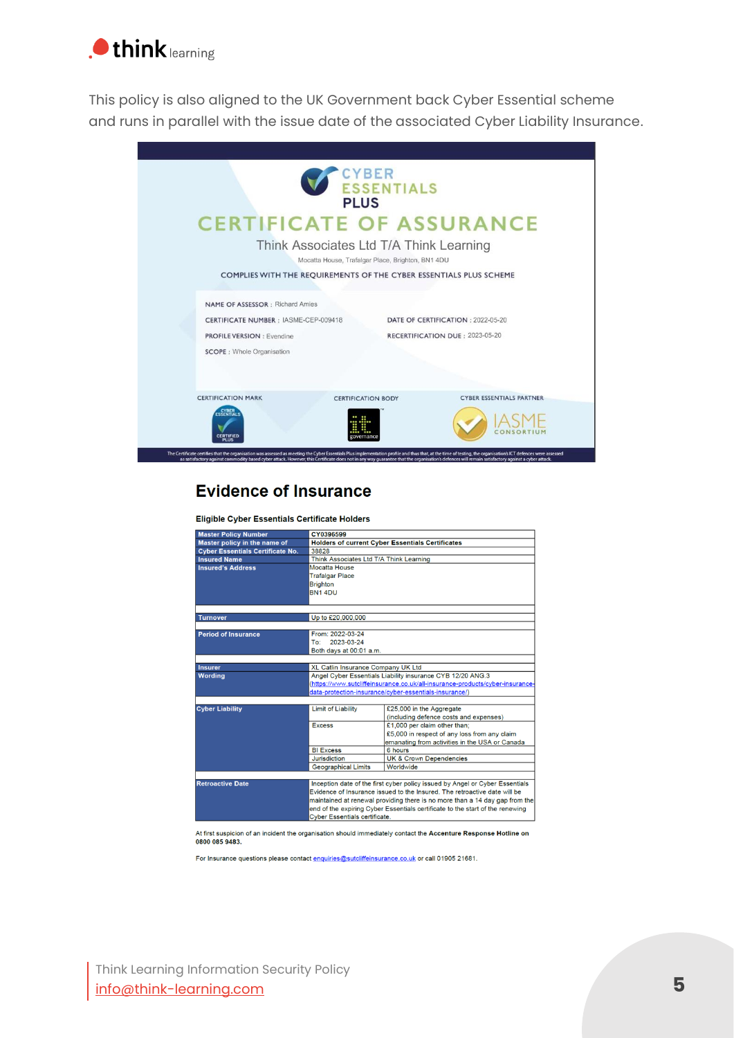This policy is also aligned to the UK Government back Cyber Essential scheme and runs in parallel with the issue date of the associated Cyber Liability Insurance.

CYBER ESSENTIALS PLUS

# CERTIFICATE OF ASSURANCE

Think Associates Ltd T/A Think Learning

Mocatta House, Trafalgar Place, Brighton, BN1 4DU

COMPLIES WITH THE REQUIREMENTS OF THE CYBER ESSENTIALS PLUS SCHEME

NAME OF ASSESSOR : Richard Amies

CERTIFICATE NUMBER : IASME-CEP-009418

DATE OF CERTIFICATION : 2022-05-20

PROFILE VERSION : Evendine

RECERTIFICATION DUE : 2023-05-20

SCOPE : Whole Organisation

CERTIFICATION MARK | CERTIFICATION BODY | CYBER ESSENTIALS PARTNER

IASME CONSORTIUM

The Certificate certifies that the organisation was assessed as meeting the Cyber Essentials Plus implementation profile and thus that, at the time of testing, the organisation's ICT defences were assessed as satisfactory against commodity based cyber attack. However, this Certificate does not in any way guarantee that the organisation's defences will remain satisfactory against a cyber attack.

## Evidence of Insurance

**Eligible Cyber Essentials Certificate Holders**

| | | |
|---|---|---|
| **Master Policy Number** | CY0396599 | |
| **Master policy in the name of** | **Holders of current Cyber Essentials Certificates** | |
| **Cyber Essentials Certificate No.** | 38828 | |
| **Insured Name** | Think Associates Ltd T/A Think Learning | |
| **Insured's Address** | Mocatta House<br>Trafalgar Place<br>Brighton<br>BN1 4DU | |
| **Turnover** | Up to £20,000,000 | |
| **Period of Insurance** | From: 2022-03-24<br>To: 2023-03-24<br>Both days at 00:01 a.m. | |
| **Insurer** | XL Catlin Insurance Company UK Ltd | |
| **Wording** | Angel Cyber Essentials Liability insurance CYB 12/20 ANG.3<br>(https://www.sutcliffeinsurance.co.uk/all-insurance-products/cyber-insurance-data-protection-insurance/cyber-essentials-insurance/) | |
| **Cyber Liability** | Limit of Liability | £25,000 in the Aggregate (including defence costs and expenses) |
| | Excess | £1,000 per claim other than;<br>£5,000 in respect of any loss from any claim emanating from activities in the USA or Canada |
| | BI Excess | 6 hours |
| | Jurisdiction | UK & Crown Dependencies |
| | Geographical Limits | Worldwide |
| **Retroactive Date** | Inception date of the first cyber policy issued by Angel or Cyber Essentials Evidence of Insurance issued to the Insured. The retroactive date will be maintained at renewal providing there is no more than a 14 day gap from the end of the expiring Cyber Essentials certificate to the start of the renewing Cyber Essentials certificate. | |

At first suspicion of an incident the organisation should immediately contact the **Accenture Response Hotline on 0800 085 9483.**

For Insurance questions please contact enquiries@sutcliffeinsurance.co.uk or call 01905 21681.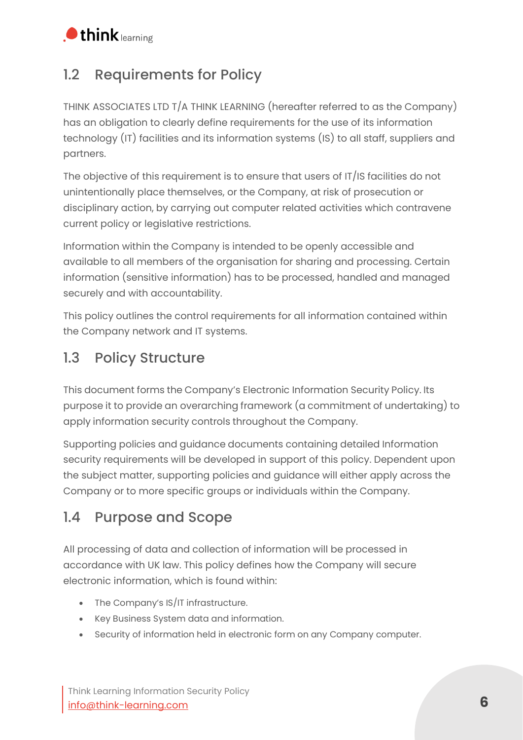## 1.2 Requirements for Policy

THINK ASSOCIATES LTD T/A THINK LEARNING (hereafter referred to as the Company) has an obligation to clearly define requirements for the use of its information technology (IT) facilities and its information systems (IS) to all staff, suppliers and partners.

The objective of this requirement is to ensure that users of IT/IS facilities do not unintentionally place themselves, or the Company, at risk of prosecution or disciplinary action, by carrying out computer related activities which contravene current policy or legislative restrictions.

Information within the Company is intended to be openly accessible and available to all members of the organisation for sharing and processing. Certain information (sensitive information) has to be processed, handled and managed securely and with accountability.

This policy outlines the control requirements for all information contained within the Company network and IT systems.

## 1.3 Policy Structure

This document forms the Company's Electronic Information Security Policy. Its purpose it to provide an overarching framework (a commitment of undertaking) to apply information security controls throughout the Company.

Supporting policies and guidance documents containing detailed Information security requirements will be developed in support of this policy. Dependent upon the subject matter, supporting policies and guidance will either apply across the Company or to more specific groups or individuals within the Company.

## 1.4 Purpose and Scope

All processing of data and collection of information will be processed in accordance with UK law. This policy defines how the Company will secure electronic information, which is found within:

- The Company's IS/IT infrastructure.
- Key Business System data and information.
- Security of information held in electronic form on any Company computer.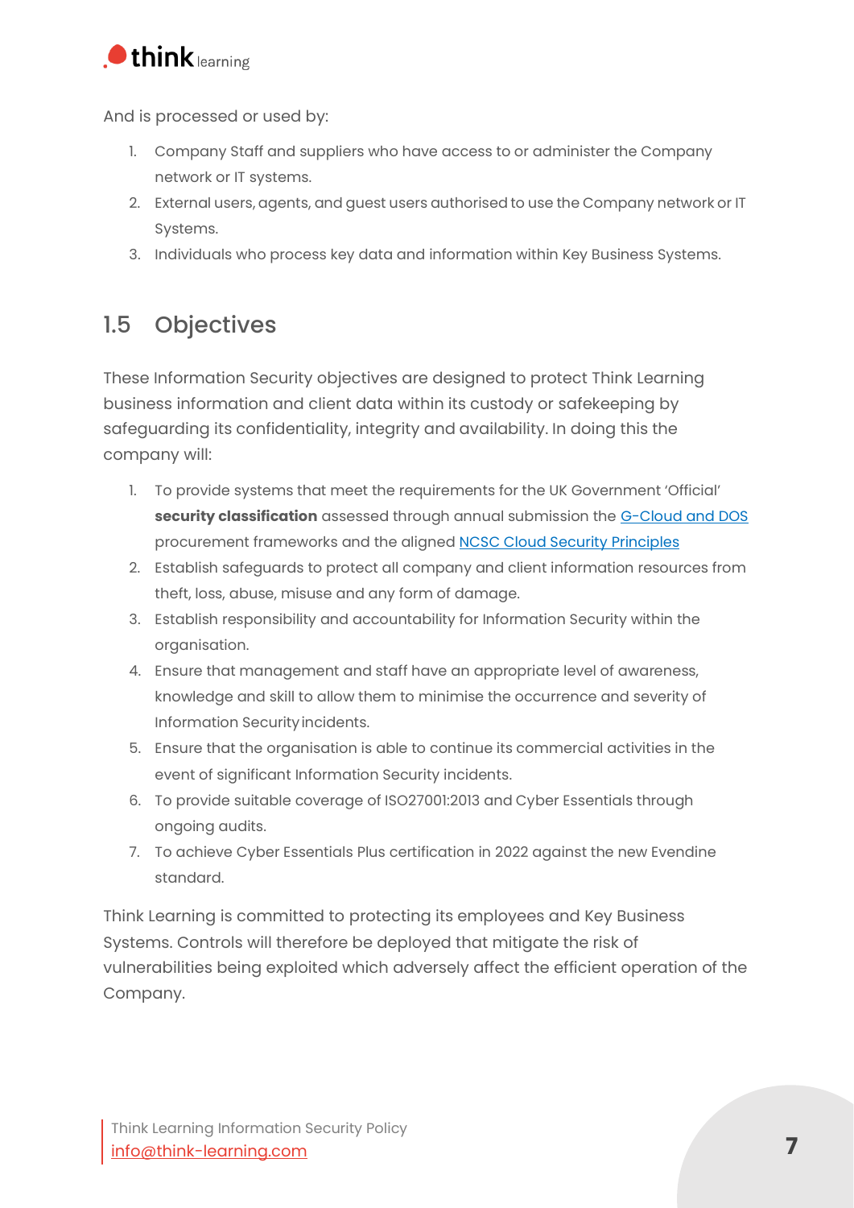And is processed or used by:

1. Company Staff and suppliers who have access to or administer the Company network or IT systems.
2. External users, agents, and guest users authorised to use the Company network or IT Systems.
3. Individuals who process key data and information within Key Business Systems.

## 1.5 Objectives

These Information Security objectives are designed to protect Think Learning business information and client data within its custody or safekeeping by safeguarding its confidentiality, integrity and availability. In doing this the company will:

1. To provide systems that meet the requirements for the UK Government 'Official' **security classification** assessed through annual submission the [G-Cloud and DOS]() procurement frameworks and the aligned [NCSC Cloud Security Principles]()
2. Establish safeguards to protect all company and client information resources from theft, loss, abuse, misuse and any form of damage.
3. Establish responsibility and accountability for Information Security within the organisation.
4. Ensure that management and staff have an appropriate level of awareness, knowledge and skill to allow them to minimise the occurrence and severity of Information Security incidents.
5. Ensure that the organisation is able to continue its commercial activities in the event of significant Information Security incidents.
6. To provide suitable coverage of ISO27001:2013 and Cyber Essentials through ongoing audits.
7. To achieve Cyber Essentials Plus certification in 2022 against the new Evendine standard.

Think Learning is committed to protecting its employees and Key Business Systems. Controls will therefore be deployed that mitigate the risk of vulnerabilities being exploited which adversely affect the efficient operation of the Company.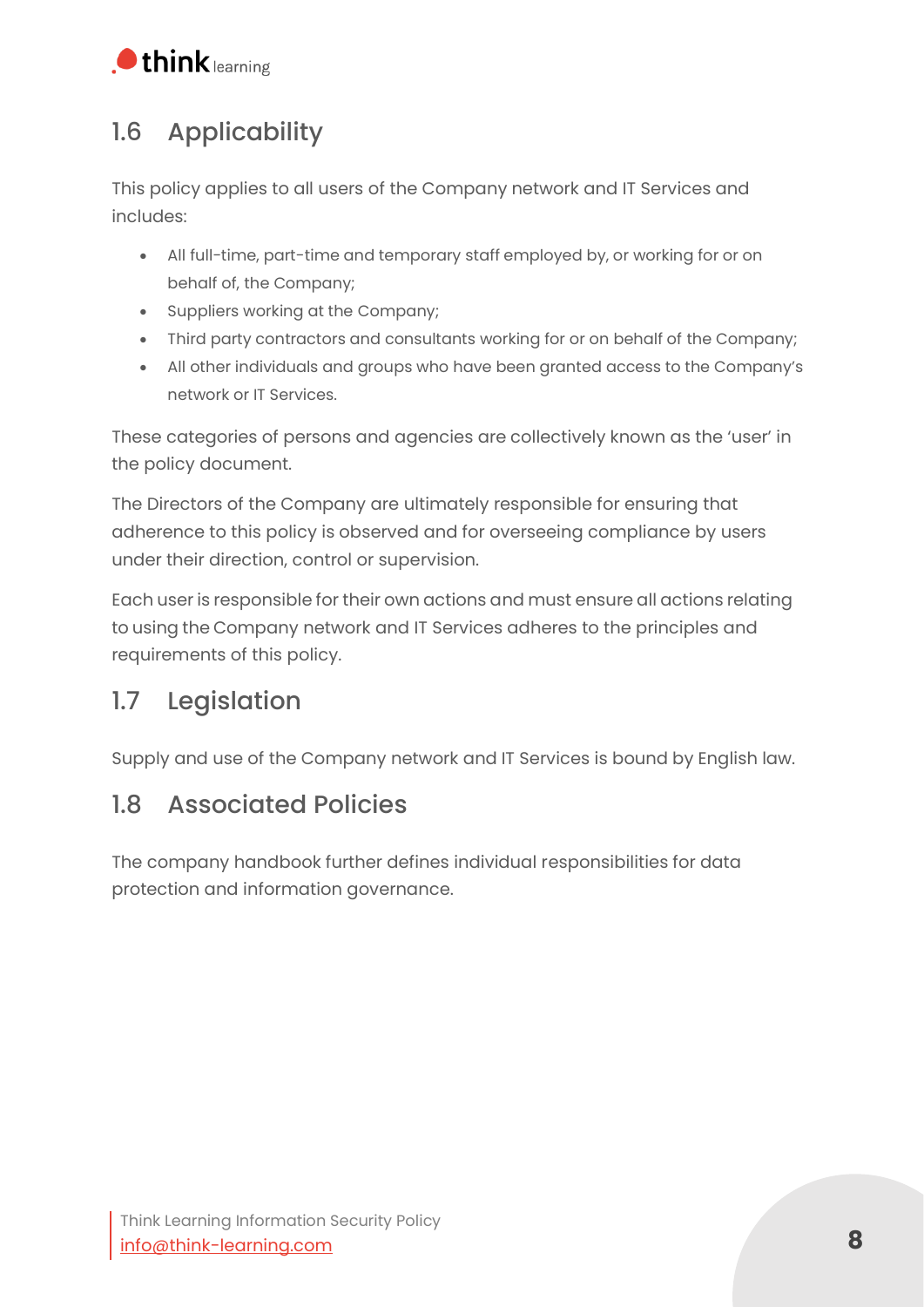## 1.6 Applicability

This policy applies to all users of the Company network and IT Services and includes:

- All full-time, part-time and temporary staff employed by, or working for or on behalf of, the Company;
- Suppliers working at the Company;
- Third party contractors and consultants working for or on behalf of the Company;
- All other individuals and groups who have been granted access to the Company's network or IT Services.

These categories of persons and agencies are collectively known as the 'user' in the policy document.

The Directors of the Company are ultimately responsible for ensuring that adherence to this policy is observed and for overseeing compliance by users under their direction, control or supervision.

Each user is responsible for their own actions and must ensure all actions relating to using the Company network and IT Services adheres to the principles and requirements of this policy.

## 1.7 Legislation

Supply and use of the Company network and IT Services is bound by English law.

## 1.8 Associated Policies

The company handbook further defines individual responsibilities for data protection and information governance.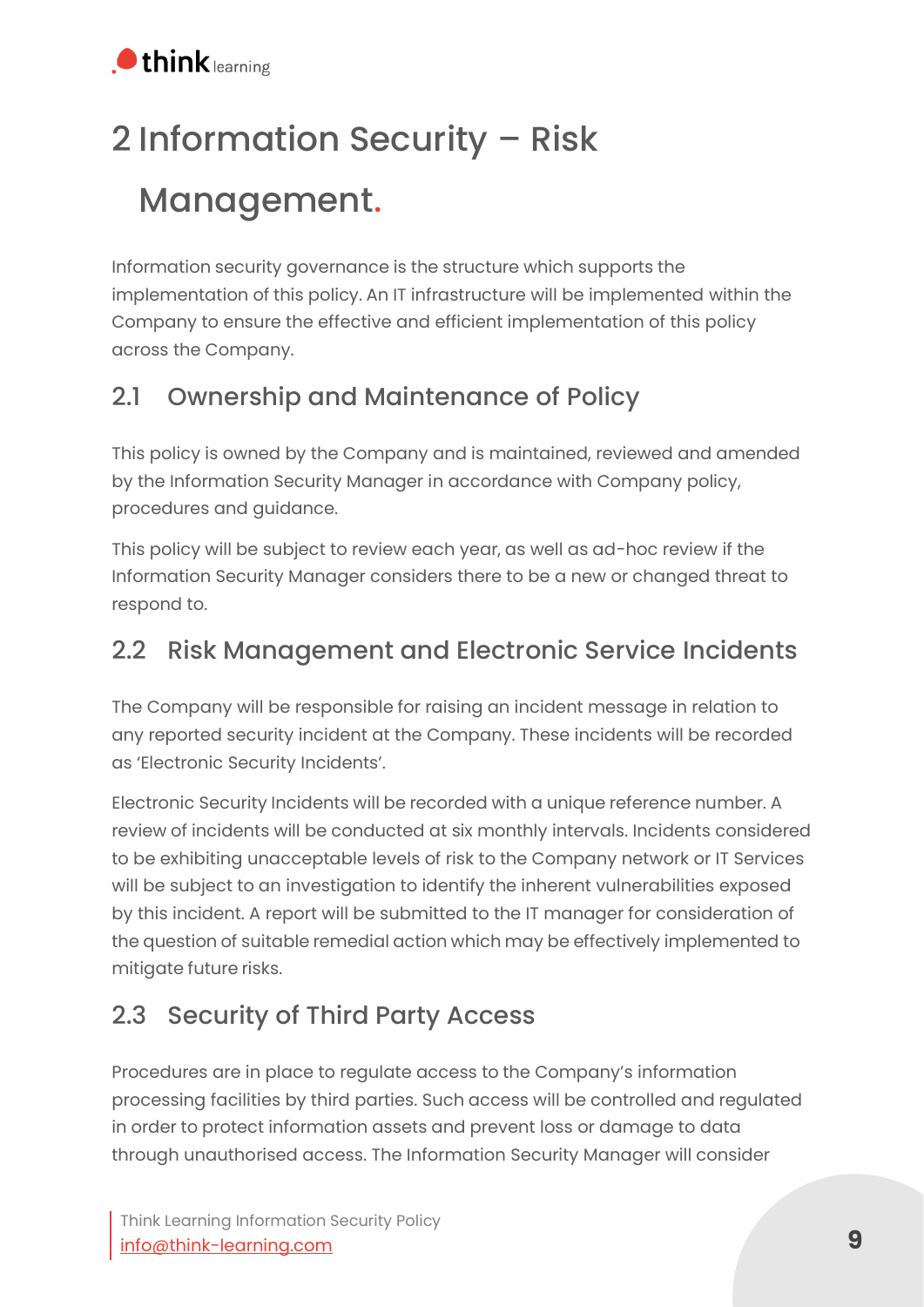# 2 Information Security – Risk Management.

Information security governance is the structure which supports the implementation of this policy. An IT infrastructure will be implemented within the Company to ensure the effective and efficient implementation of this policy across the Company.

## 2.1 Ownership and Maintenance of Policy

This policy is owned by the Company and is maintained, reviewed and amended by the Information Security Manager in accordance with Company policy, procedures and guidance.

This policy will be subject to review each year, as well as ad-hoc review if the Information Security Manager considers there to be a new or changed threat to respond to.

## 2.2 Risk Management and Electronic Service Incidents

The Company will be responsible for raising an incident message in relation to any reported security incident at the Company. These incidents will be recorded as 'Electronic Security Incidents'.

Electronic Security Incidents will be recorded with a unique reference number. A review of incidents will be conducted at six monthly intervals. Incidents considered to be exhibiting unacceptable levels of risk to the Company network or IT Services will be subject to an investigation to identify the inherent vulnerabilities exposed by this incident. A report will be submitted to the IT manager for consideration of the question of suitable remedial action which may be effectively implemented to mitigate future risks.

## 2.3 Security of Third Party Access

Procedures are in place to regulate access to the Company's information processing facilities by third parties. Such access will be controlled and regulated in order to protect information assets and prevent loss or damage to data through unauthorised access. The Information Security Manager will consider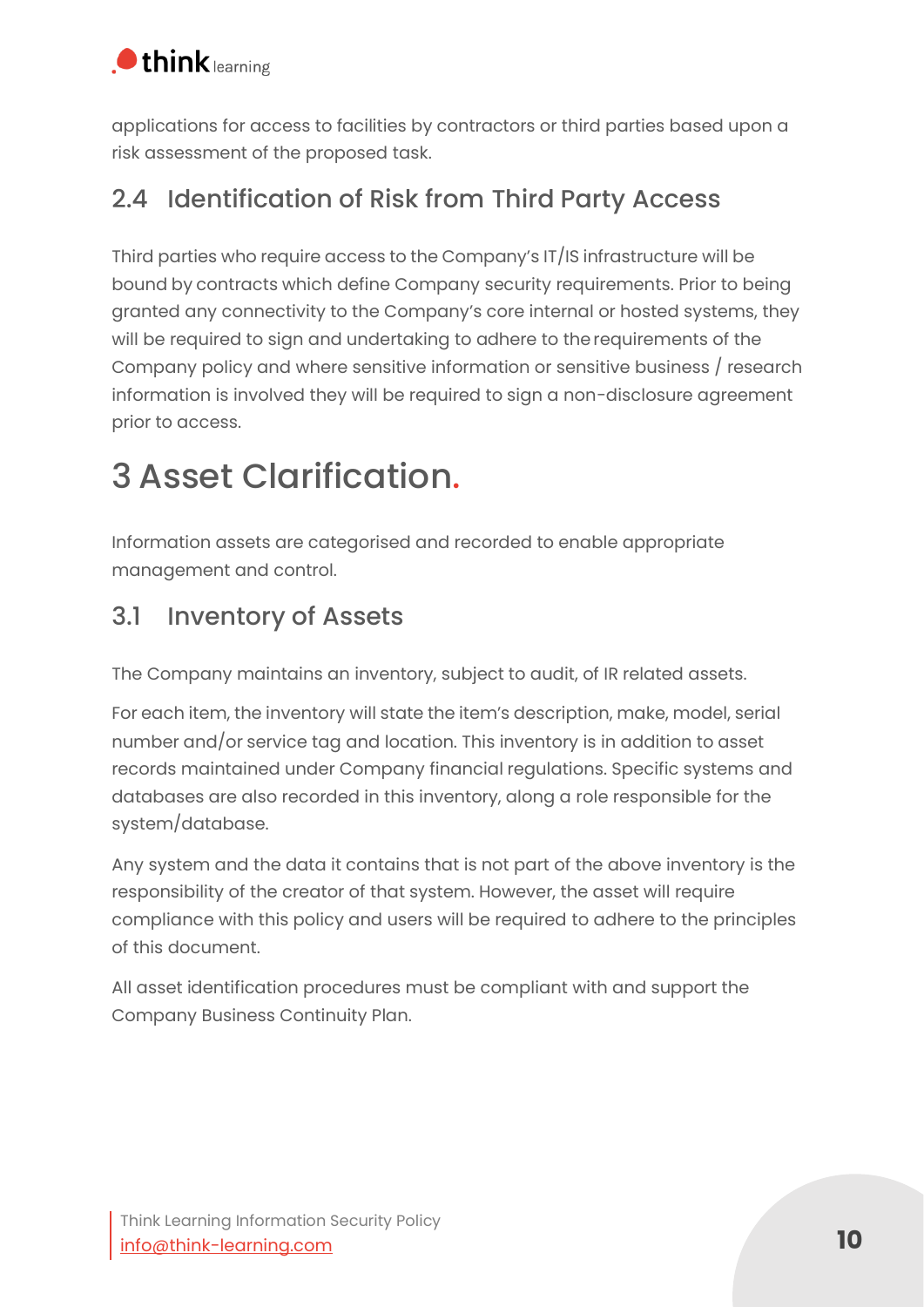applications for access to facilities by contractors or third parties based upon a risk assessment of the proposed task.

## 2.4 Identification of Risk from Third Party Access

Third parties who require access to the Company's IT/IS infrastructure will be bound by contracts which define Company security requirements. Prior to being granted any connectivity to the Company's core internal or hosted systems, they will be required to sign and undertaking to adhere to the requirements of the Company policy and where sensitive information or sensitive business / research information is involved they will be required to sign a non-disclosure agreement prior to access.

# 3 Asset Clarification.

Information assets are categorised and recorded to enable appropriate management and control.

## 3.1 Inventory of Assets

The Company maintains an inventory, subject to audit, of IR related assets.

For each item, the inventory will state the item's description, make, model, serial number and/or service tag and location. This inventory is in addition to asset records maintained under Company financial regulations. Specific systems and databases are also recorded in this inventory, along a role responsible for the system/database.

Any system and the data it contains that is not part of the above inventory is the responsibility of the creator of that system. However, the asset will require compliance with this policy and users will be required to adhere to the principles of this document.

All asset identification procedures must be compliant with and support the Company Business Continuity Plan.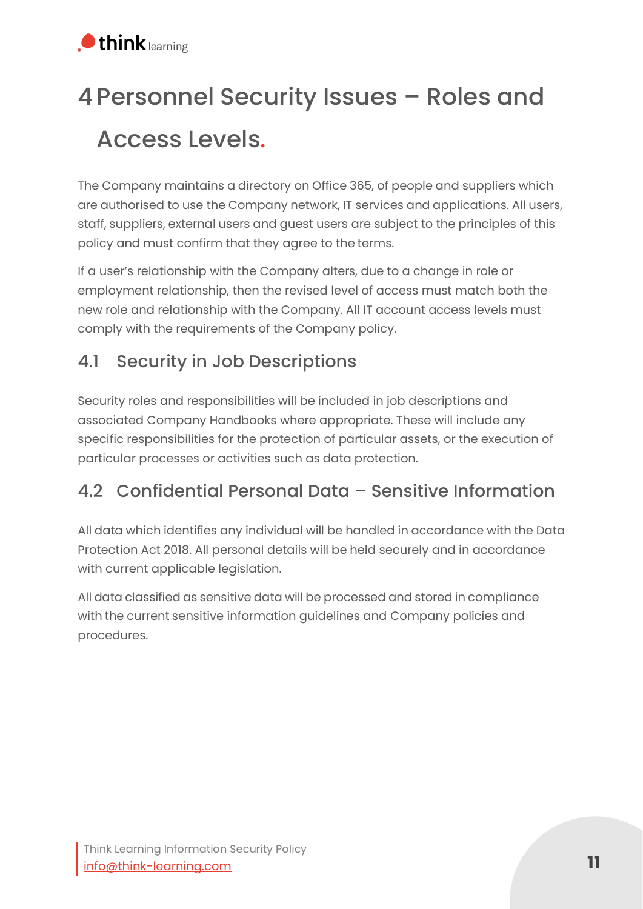# 4 Personnel Security Issues – Roles and Access Levels.

The Company maintains a directory on Office 365, of people and suppliers which are authorised to use the Company network, IT services and applications. All users, staff, suppliers, external users and guest users are subject to the principles of this policy and must confirm that they agree to the terms.

If a user's relationship with the Company alters, due to a change in role or employment relationship, then the revised level of access must match both the new role and relationship with the Company. All IT account access levels must comply with the requirements of the Company policy.

## 4.1 Security in Job Descriptions

Security roles and responsibilities will be included in job descriptions and associated Company Handbooks where appropriate. These will include any specific responsibilities for the protection of particular assets, or the execution of particular processes or activities such as data protection.

## 4.2 Confidential Personal Data – Sensitive Information

All data which identifies any individual will be handled in accordance with the Data Protection Act 2018. All personal details will be held securely and in accordance with current applicable legislation.

All data classified as sensitive data will be processed and stored in compliance with the current sensitive information guidelines and Company policies and procedures.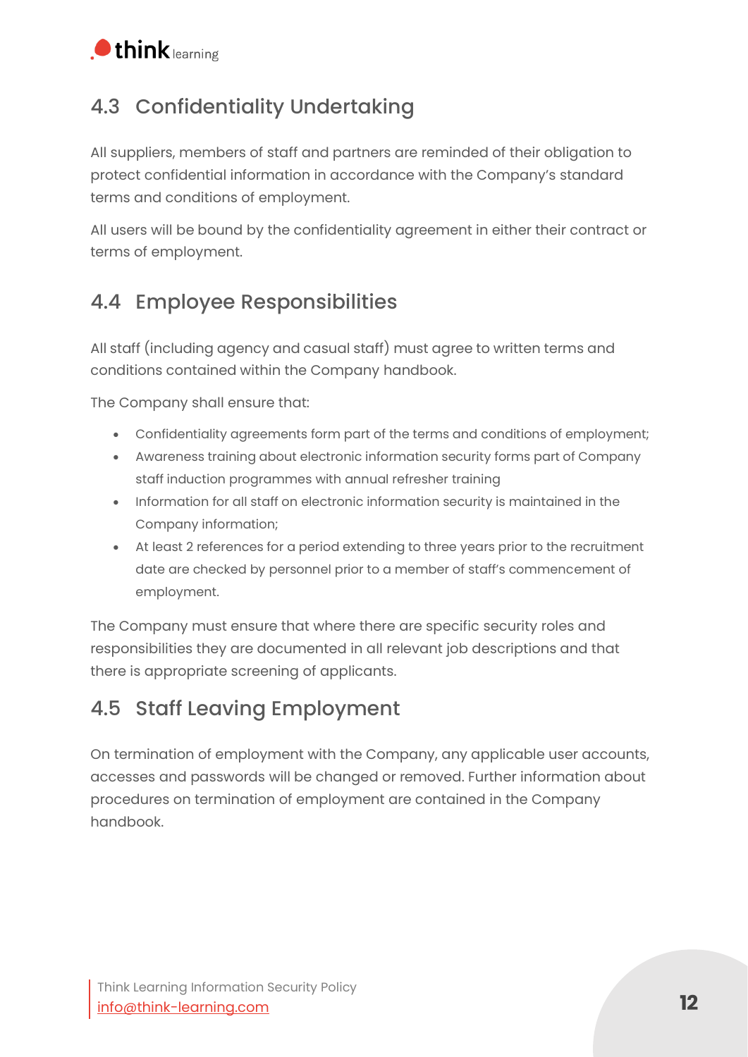## 4.3 Confidentiality Undertaking

All suppliers, members of staff and partners are reminded of their obligation to protect confidential information in accordance with the Company's standard terms and conditions of employment.

All users will be bound by the confidentiality agreement in either their contract or terms of employment.

## 4.4 Employee Responsibilities

All staff (including agency and casual staff) must agree to written terms and conditions contained within the Company handbook.

The Company shall ensure that:

- Confidentiality agreements form part of the terms and conditions of employment;
- Awareness training about electronic information security forms part of Company staff induction programmes with annual refresher training
- Information for all staff on electronic information security is maintained in the Company information;
- At least 2 references for a period extending to three years prior to the recruitment date are checked by personnel prior to a member of staff's commencement of employment.

The Company must ensure that where there are specific security roles and responsibilities they are documented in all relevant job descriptions and that there is appropriate screening of applicants.

## 4.5 Staff Leaving Employment

On termination of employment with the Company, any applicable user accounts, accesses and passwords will be changed or removed. Further information about procedures on termination of employment are contained in the Company handbook.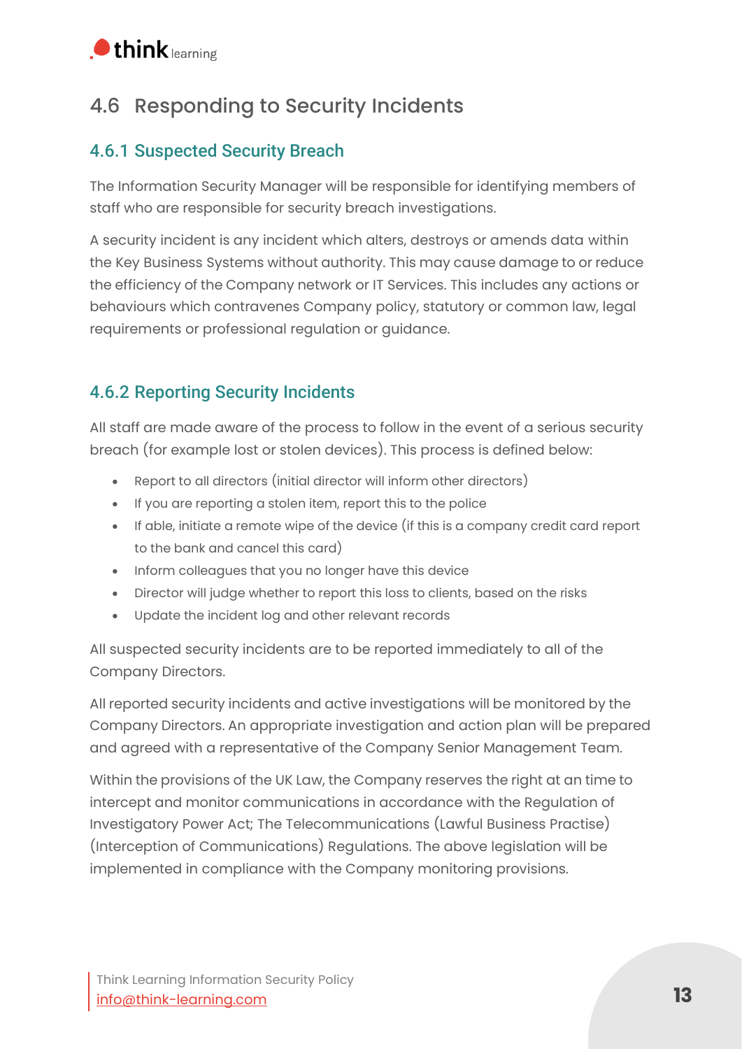## 4.6 Responding to Security Incidents

### 4.6.1 Suspected Security Breach

The Information Security Manager will be responsible for identifying members of staff who are responsible for security breach investigations.

A security incident is any incident which alters, destroys or amends data within the Key Business Systems without authority. This may cause damage to or reduce the efficiency of the Company network or IT Services. This includes any actions or behaviours which contravenes Company policy, statutory or common law, legal requirements or professional regulation or guidance.

### 4.6.2 Reporting Security Incidents

All staff are made aware of the process to follow in the event of a serious security breach (for example lost or stolen devices). This process is defined below:

- Report to all directors (initial director will inform other directors)
- If you are reporting a stolen item, report this to the police
- If able, initiate a remote wipe of the device (if this is a company credit card report to the bank and cancel this card)
- Inform colleagues that you no longer have this device
- Director will judge whether to report this loss to clients, based on the risks
- Update the incident log and other relevant records

All suspected security incidents are to be reported immediately to all of the Company Directors.

All reported security incidents and active investigations will be monitored by the Company Directors. An appropriate investigation and action plan will be prepared and agreed with a representative of the Company Senior Management Team.

Within the provisions of the UK Law, the Company reserves the right at an time to intercept and monitor communications in accordance with the Regulation of Investigatory Power Act; The Telecommunications (Lawful Business Practise) (Interception of Communications) Regulations. The above legislation will be implemented in compliance with the Company monitoring provisions.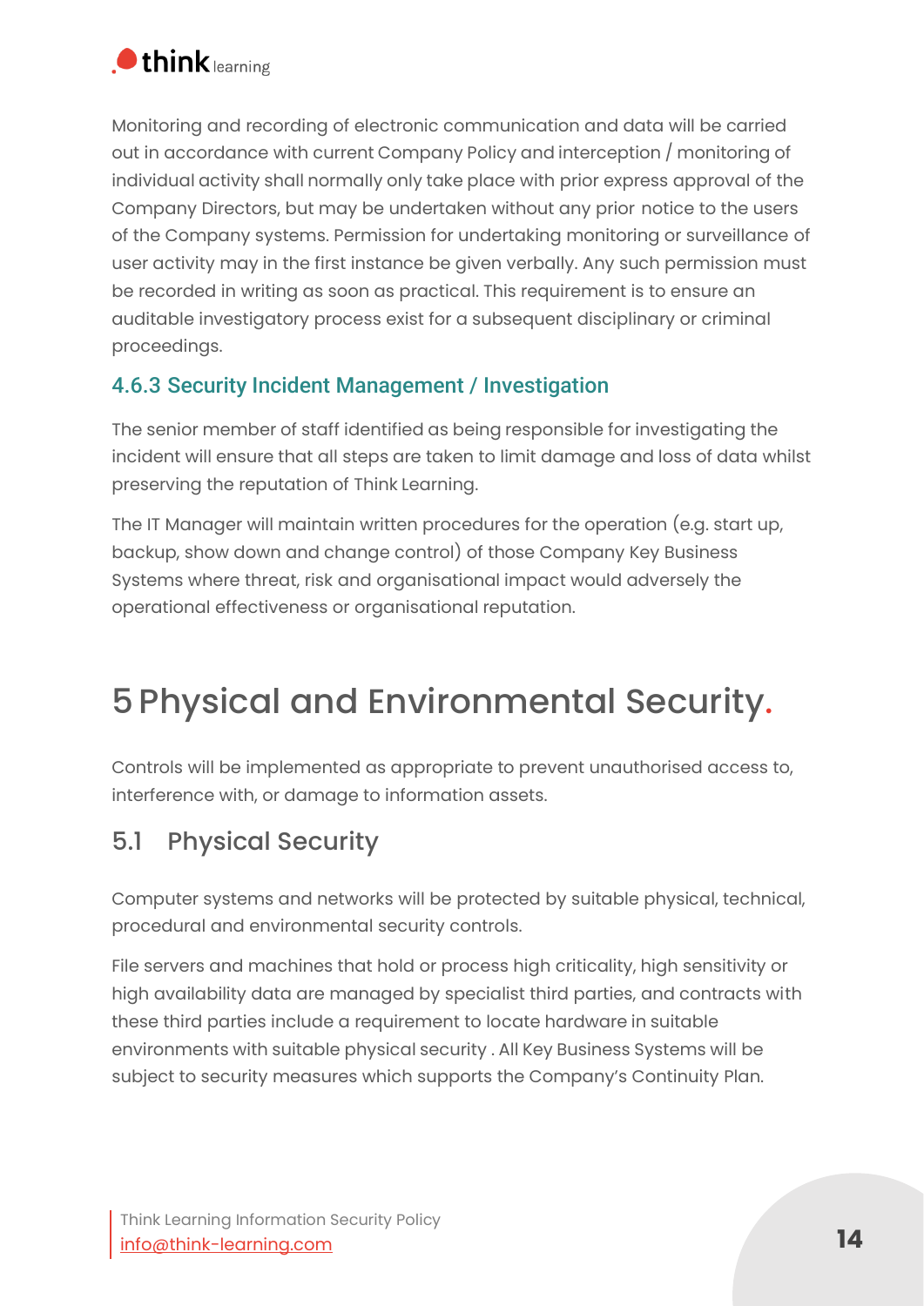Monitoring and recording of electronic communication and data will be carried out in accordance with current Company Policy and interception / monitoring of individual activity shall normally only take place with prior express approval of the Company Directors, but may be undertaken without any prior notice to the users of the Company systems. Permission for undertaking monitoring or surveillance of user activity may in the first instance be given verbally. Any such permission must be recorded in writing as soon as practical. This requirement is to ensure an auditable investigatory process exist for a subsequent disciplinary or criminal proceedings.

### 4.6.3 Security Incident Management / Investigation

The senior member of staff identified as being responsible for investigating the incident will ensure that all steps are taken to limit damage and loss of data whilst preserving the reputation of Think Learning.

The IT Manager will maintain written procedures for the operation (e.g. start up, backup, show down and change control) of those Company Key Business Systems where threat, risk and organisational impact would adversely the operational effectiveness or organisational reputation.

# 5 Physical and Environmental Security.

Controls will be implemented as appropriate to prevent unauthorised access to, interference with, or damage to information assets.

## 5.1 Physical Security

Computer systems and networks will be protected by suitable physical, technical, procedural and environmental security controls.

File servers and machines that hold or process high criticality, high sensitivity or high availability data are managed by specialist third parties, and contracts with these third parties include a requirement to locate hardware in suitable environments with suitable physical security . All Key Business Systems will be subject to security measures which supports the Company's Continuity Plan.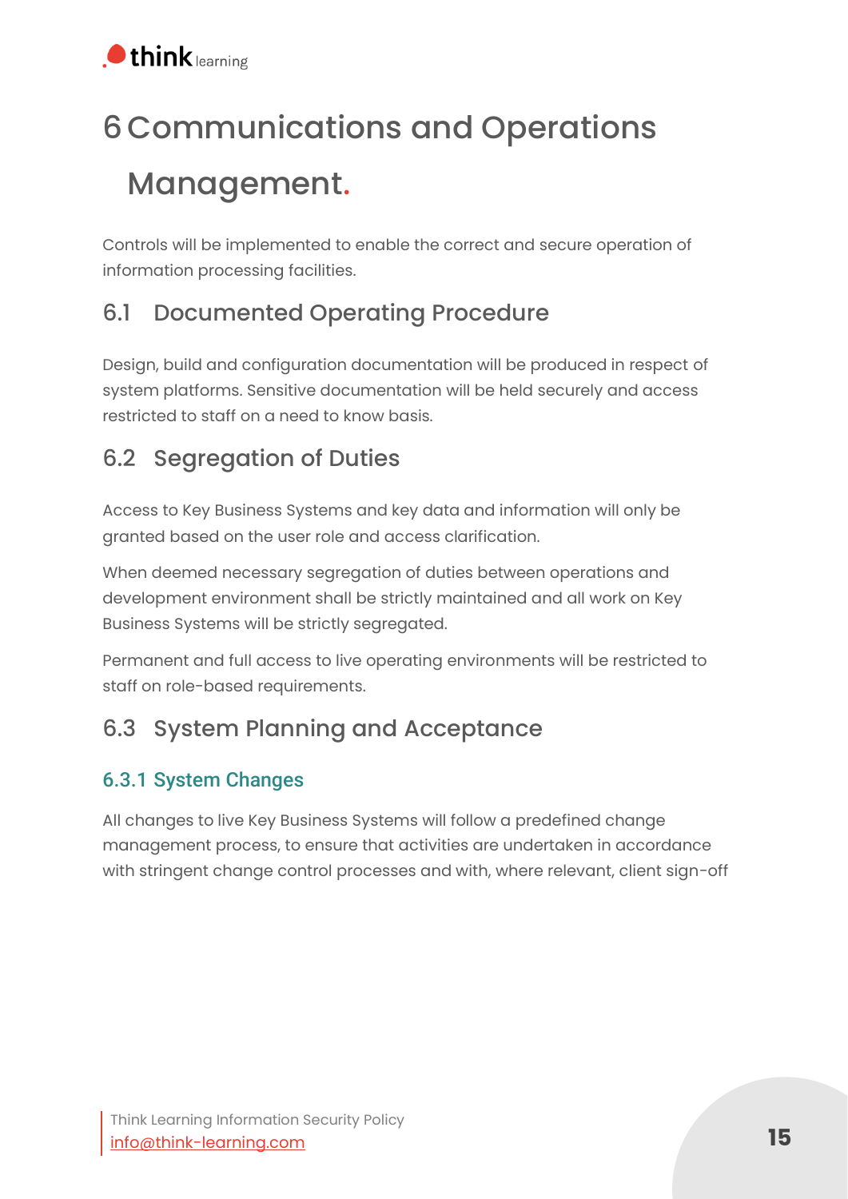# 6 Communications and Operations Management.

Controls will be implemented to enable the correct and secure operation of information processing facilities.

## 6.1 Documented Operating Procedure

Design, build and configuration documentation will be produced in respect of system platforms. Sensitive documentation will be held securely and access restricted to staff on a need to know basis.

## 6.2 Segregation of Duties

Access to Key Business Systems and key data and information will only be granted based on the user role and access clarification.

When deemed necessary segregation of duties between operations and development environment shall be strictly maintained and all work on Key Business Systems will be strictly segregated.

Permanent and full access to live operating environments will be restricted to staff on role-based requirements.

## 6.3 System Planning and Acceptance

### 6.3.1 System Changes

All changes to live Key Business Systems will follow a predefined change management process, to ensure that activities are undertaken in accordance with stringent change control processes and with, where relevant, client sign-off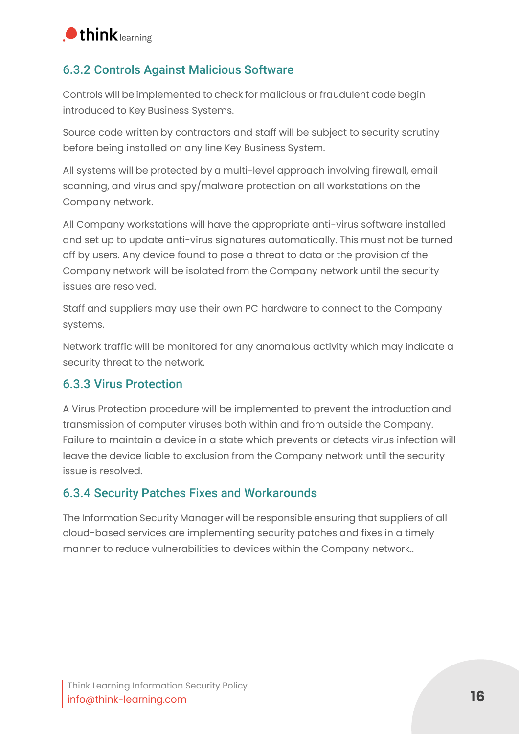### 6.3.2 Controls Against Malicious Software

Controls will be implemented to check for malicious or fraudulent code begin introduced to Key Business Systems.

Source code written by contractors and staff will be subject to security scrutiny before being installed on any line Key Business System.

All systems will be protected by a multi-level approach involving firewall, email scanning, and virus and spy/malware protection on all workstations on the Company network.

All Company workstations will have the appropriate anti-virus software installed and set up to update anti-virus signatures automatically. This must not be turned off by users. Any device found to pose a threat to data or the provision of the Company network will be isolated from the Company network until the security issues are resolved.

Staff and suppliers may use their own PC hardware to connect to the Company systems.

Network traffic will be monitored for any anomalous activity which may indicate a security threat to the network.

### 6.3.3 Virus Protection

A Virus Protection procedure will be implemented to prevent the introduction and transmission of computer viruses both within and from outside the Company. Failure to maintain a device in a state which prevents or detects virus infection will leave the device liable to exclusion from the Company network until the security issue is resolved.

### 6.3.4 Security Patches Fixes and Workarounds

The Information Security Manager will be responsible ensuring that suppliers of all cloud-based services are implementing security patches and fixes in a timely manner to reduce vulnerabilities to devices within the Company network..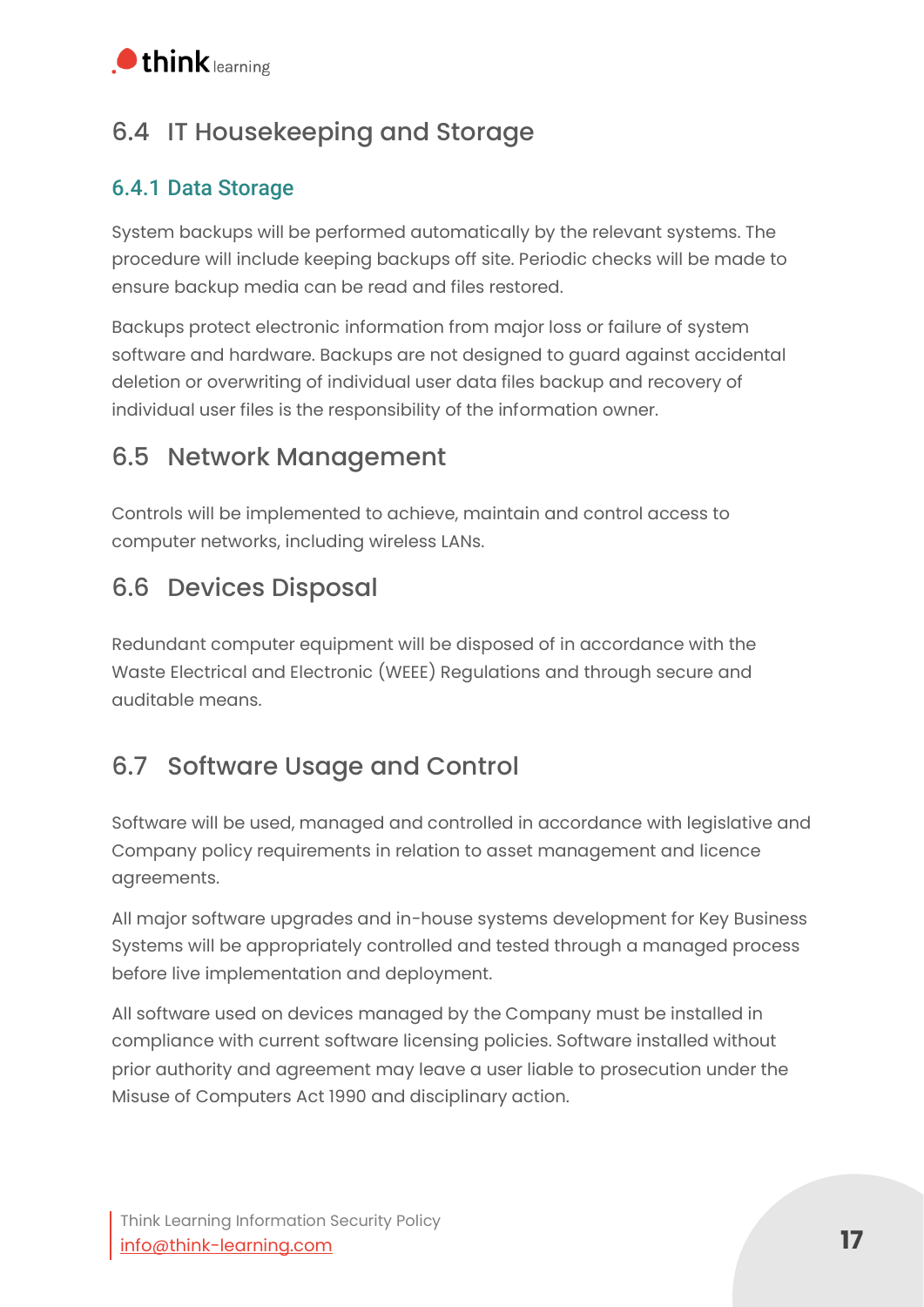## 6.4 IT Housekeeping and Storage

### 6.4.1 Data Storage

System backups will be performed automatically by the relevant systems. The procedure will include keeping backups off site. Periodic checks will be made to ensure backup media can be read and files restored.

Backups protect electronic information from major loss or failure of system software and hardware. Backups are not designed to guard against accidental deletion or overwriting of individual user data files backup and recovery of individual user files is the responsibility of the information owner.

## 6.5 Network Management

Controls will be implemented to achieve, maintain and control access to computer networks, including wireless LANs.

## 6.6 Devices Disposal

Redundant computer equipment will be disposed of in accordance with the Waste Electrical and Electronic (WEEE) Regulations and through secure and auditable means.

## 6.7 Software Usage and Control

Software will be used, managed and controlled in accordance with legislative and Company policy requirements in relation to asset management and licence agreements.

All major software upgrades and in-house systems development for Key Business Systems will be appropriately controlled and tested through a managed process before live implementation and deployment.

All software used on devices managed by the Company must be installed in compliance with current software licensing policies. Software installed without prior authority and agreement may leave a user liable to prosecution under the Misuse of Computers Act 1990 and disciplinary action.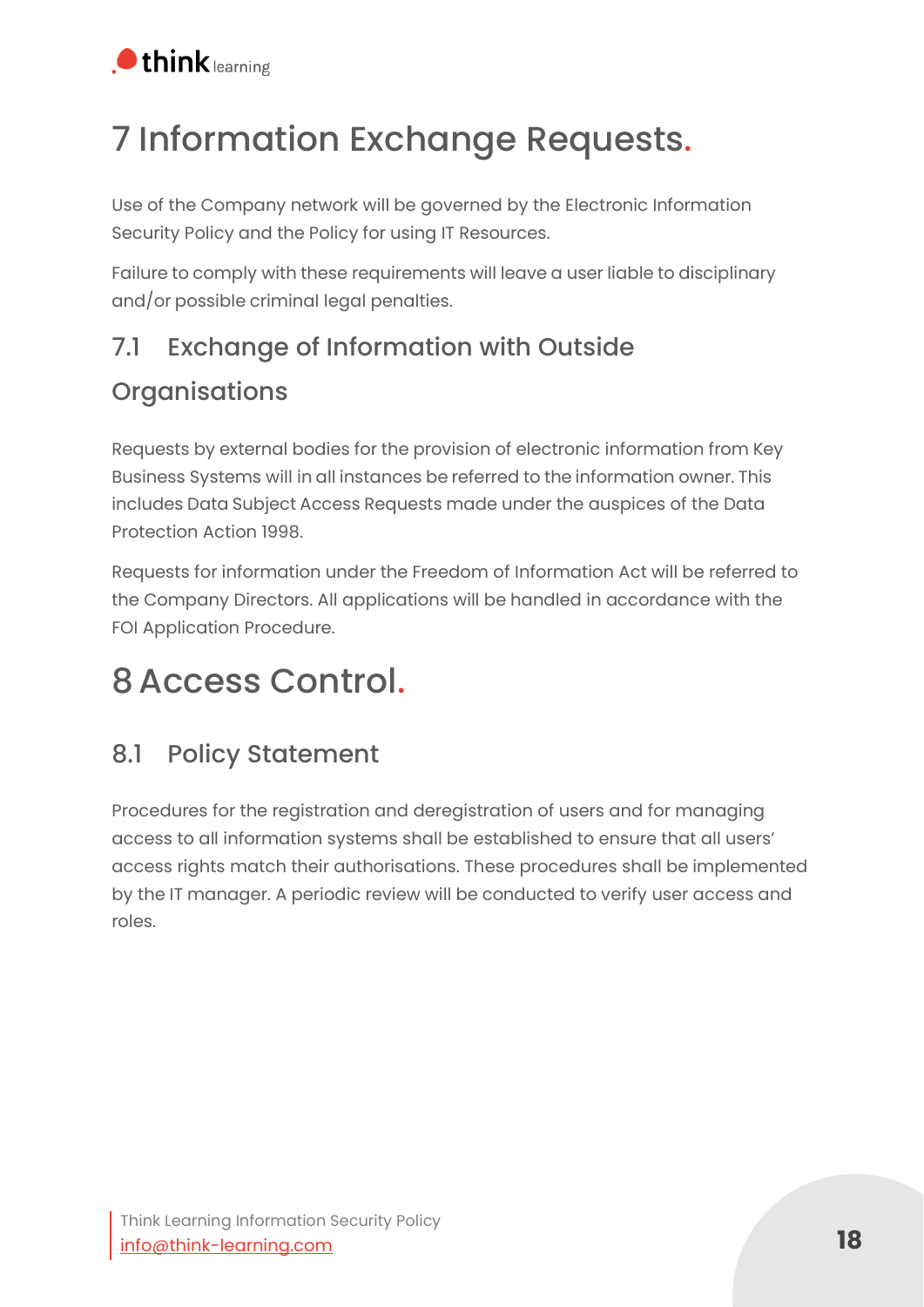# 7 Information Exchange Requests.

Use of the Company network will be governed by the Electronic Information Security Policy and the Policy for using IT Resources.

Failure to comply with these requirements will leave a user liable to disciplinary and/or possible criminal legal penalties.

## 7.1 Exchange of Information with Outside Organisations

Requests by external bodies for the provision of electronic information from Key Business Systems will in all instances be referred to the information owner. This includes Data Subject Access Requests made under the auspices of the Data Protection Action 1998.

Requests for information under the Freedom of Information Act will be referred to the Company Directors. All applications will be handled in accordance with the FOI Application Procedure.

# 8 Access Control.

## 8.1 Policy Statement

Procedures for the registration and deregistration of users and for managing access to all information systems shall be established to ensure that all users' access rights match their authorisations. These procedures shall be implemented by the IT manager. A periodic review will be conducted to verify user access and roles.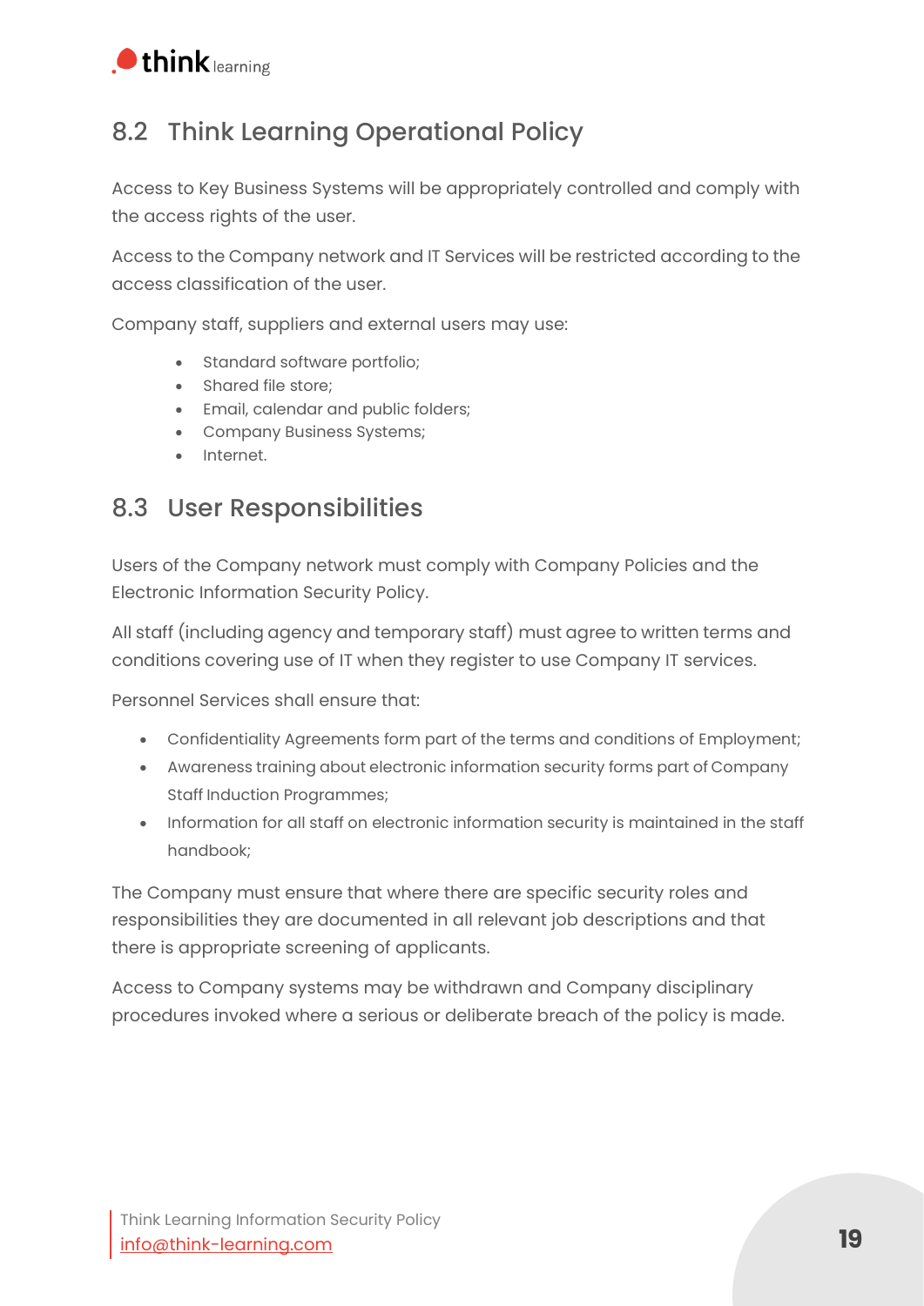## 8.2 Think Learning Operational Policy

Access to Key Business Systems will be appropriately controlled and comply with the access rights of the user.

Access to the Company network and IT Services will be restricted according to the access classification of the user.

Company staff, suppliers and external users may use:

- Standard software portfolio;
- Shared file store;
- Email, calendar and public folders;
- Company Business Systems;
- Internet.

## 8.3 User Responsibilities

Users of the Company network must comply with Company Policies and the Electronic Information Security Policy.

All staff (including agency and temporary staff) must agree to written terms and conditions covering use of IT when they register to use Company IT services.

Personnel Services shall ensure that:

- Confidentiality Agreements form part of the terms and conditions of Employment;
- Awareness training about electronic information security forms part of Company Staff Induction Programmes;
- Information for all staff on electronic information security is maintained in the staff handbook;

The Company must ensure that where there are specific security roles and responsibilities they are documented in all relevant job descriptions and that there is appropriate screening of applicants.

Access to Company systems may be withdrawn and Company disciplinary procedures invoked where a serious or deliberate breach of the policy is made.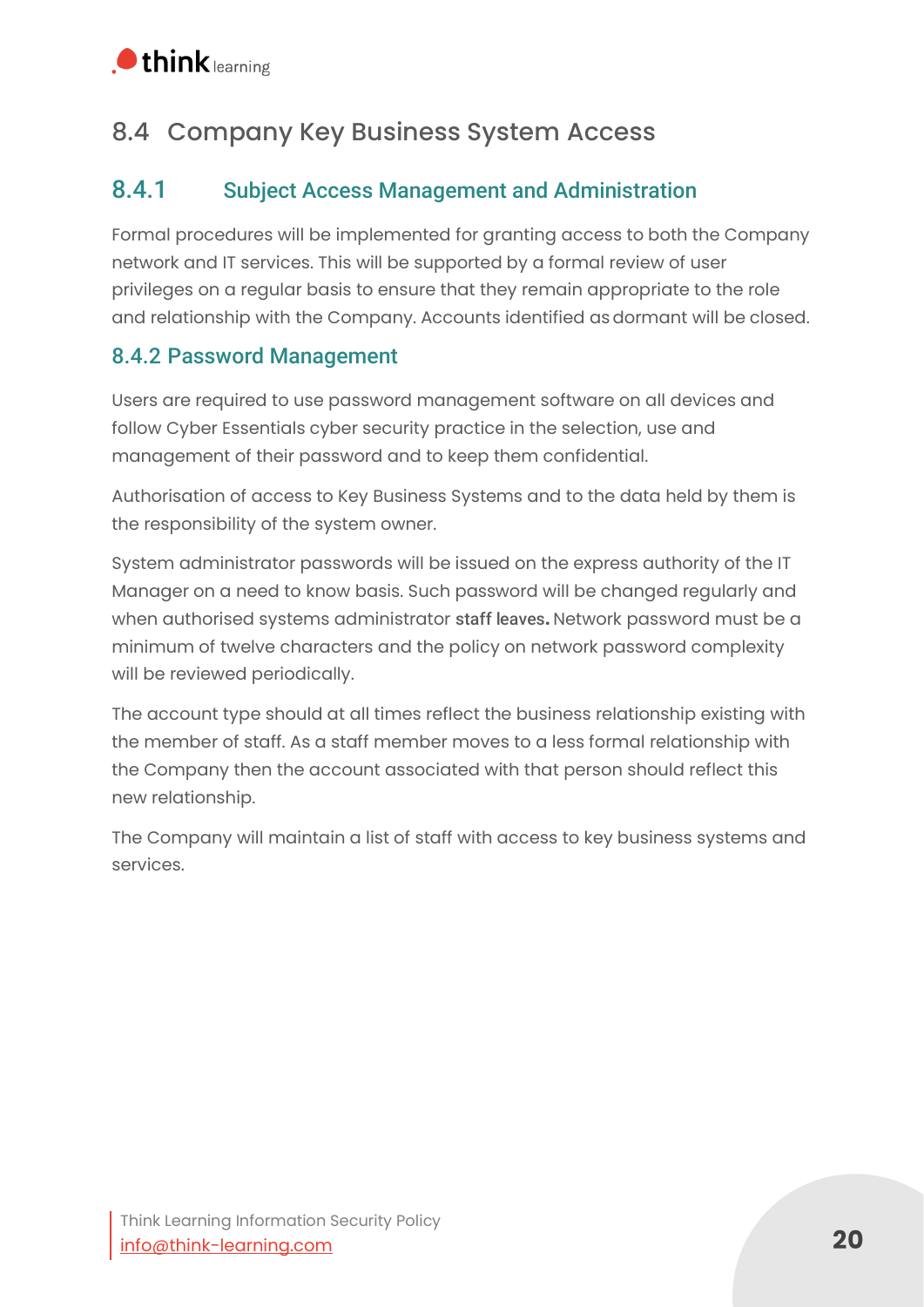## 8.4 Company Key Business System Access

### 8.4.1 Subject Access Management and Administration

Formal procedures will be implemented for granting access to both the Company network and IT services. This will be supported by a formal review of user privileges on a regular basis to ensure that they remain appropriate to the role and relationship with the Company. Accounts identified as dormant will be closed.

### 8.4.2 Password Management

Users are required to use password management software on all devices and follow Cyber Essentials cyber security practice in the selection, use and management of their password and to keep them confidential.

Authorisation of access to Key Business Systems and to the data held by them is the responsibility of the system owner.

System administrator passwords will be issued on the express authority of the IT Manager on a need to know basis. Such password will be changed regularly and when authorised systems administrator **staff leaves.** Network password must be a minimum of twelve characters and the policy on network password complexity will be reviewed periodically.

The account type should at all times reflect the business relationship existing with the member of staff. As a staff member moves to a less formal relationship with the Company then the account associated with that person should reflect this new relationship.

The Company will maintain a list of staff with access to key business systems and services.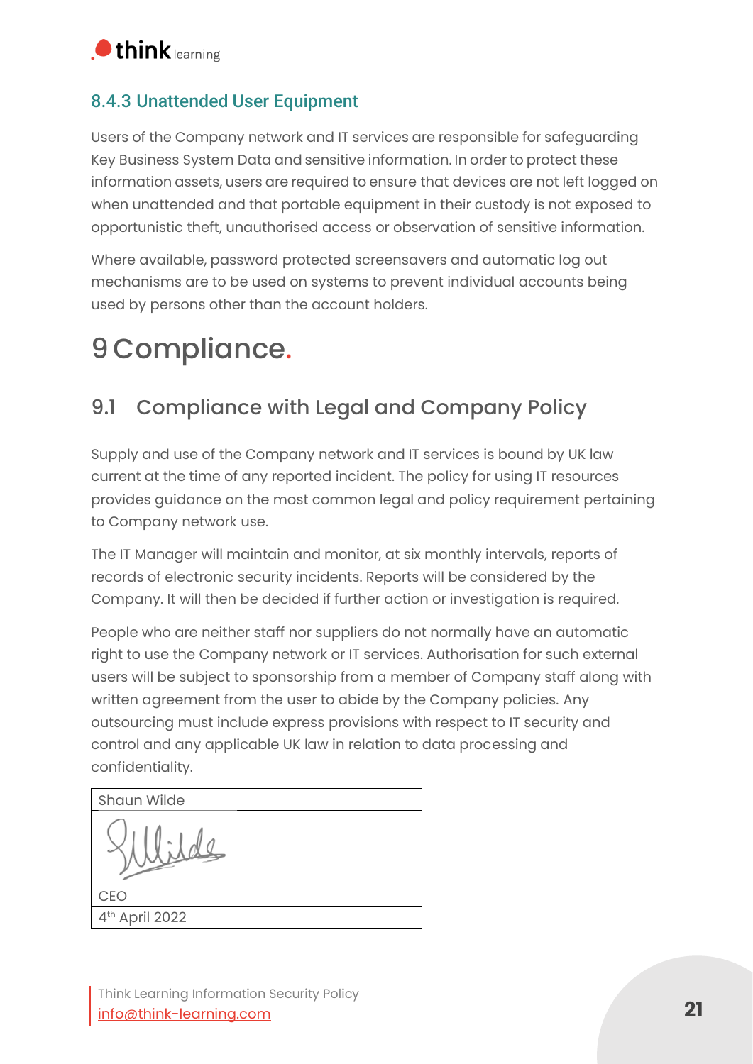### 8.4.3 Unattended User Equipment

Users of the Company network and IT services are responsible for safeguarding Key Business System Data and sensitive information. In order to protect these information assets, users are required to ensure that devices are not left logged on when unattended and that portable equipment in their custody is not exposed to opportunistic theft, unauthorised access or observation of sensitive information.

Where available, password protected screensavers and automatic log out mechanisms are to be used on systems to prevent individual accounts being used by persons other than the account holders.

# 9 Compliance.

## 9.1 Compliance with Legal and Company Policy

Supply and use of the Company network and IT services is bound by UK law current at the time of any reported incident. The policy for using IT resources provides guidance on the most common legal and policy requirement pertaining to Company network use.

The IT Manager will maintain and monitor, at six monthly intervals, reports of records of electronic security incidents. Reports will be considered by the Company. It will then be decided if further action or investigation is required.

People who are neither staff nor suppliers do not normally have an automatic right to use the Company network or IT services. Authorisation for such external users will be subject to sponsorship from a member of Company staff along with written agreement from the user to abide by the Company policies. Any outsourcing must include express provisions with respect to IT security and control and any applicable UK law in relation to data processing and confidentiality.

| |
|---|
| Shaun Wilde |
| [signature] |
| CEO |
| 4th April 2022 |